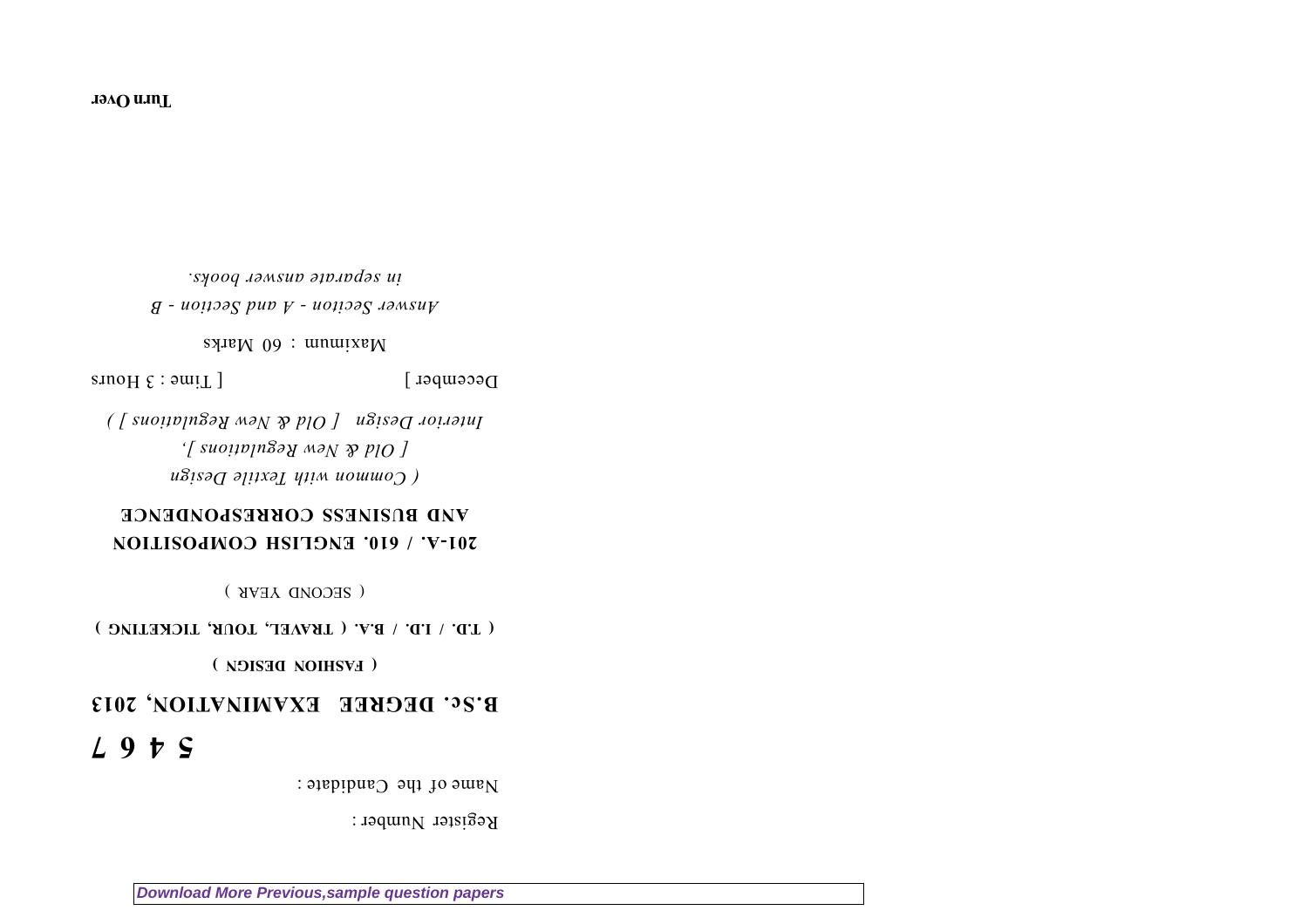Register Number :

Name of the Candidate :

# 5 4 6 7

## B.Sc. DEGREE EXAMINATION, 2013

**( FASHION DESIGN )**

**( T.D. / I.D. / B.A. ( TRAVEL, TOUR, TICKETING )**

( SECOND YEAR )

**201-A. / 610. ENGLISH COMPOSITION AND BUSINESS CORRESPONDENCE**

*( Common with Textile Design [ Old & New Regulations ], Interior Design [ Old & New Regulations ] )*

December ] [ Time : 3 Hours

Maximum : 60 Marks

*Answer Section - A and Section - B in separate answer books.*

**Turn Over**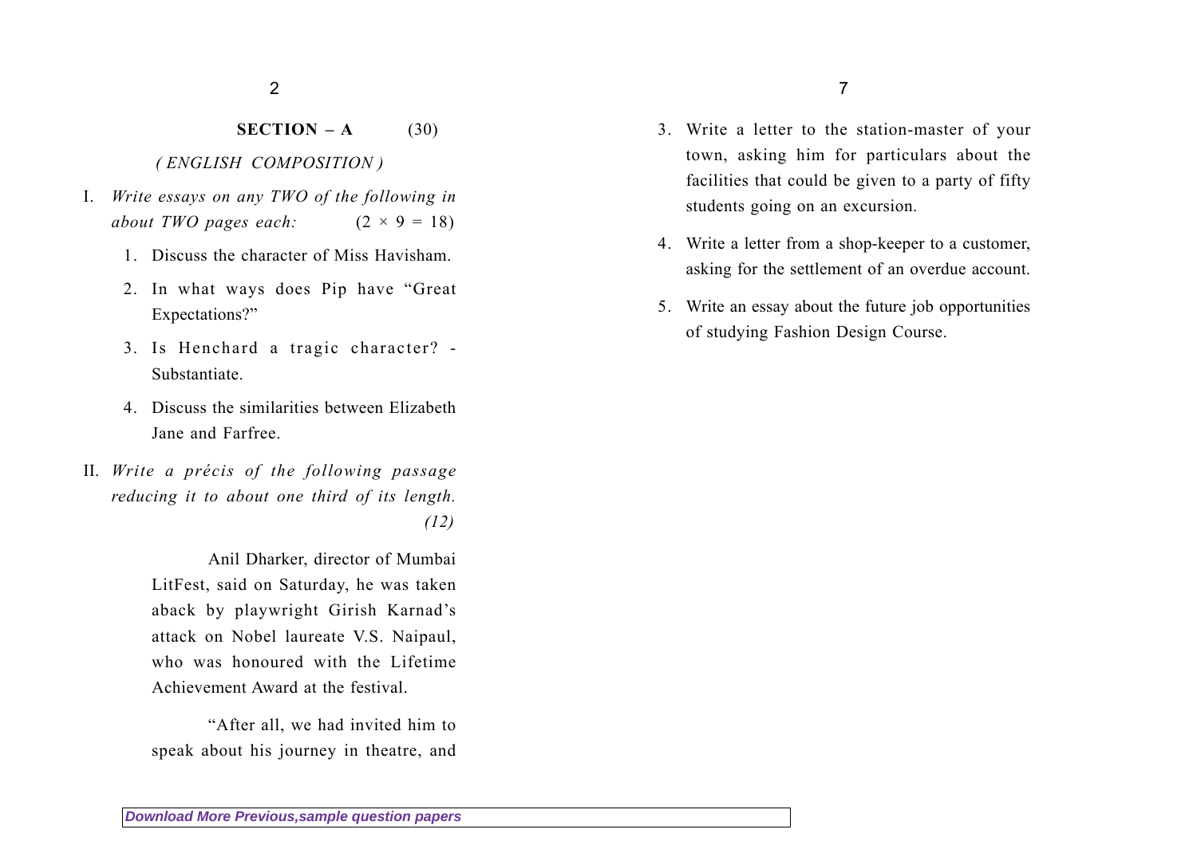**SECTION – A** (30)

*( ENGLISH COMPOSITION )*

I. *Write essays on any TWO of the following in about TWO pages each:* $(2 \times 9 = 18)$

1. Discuss the character of Miss Havisham.
2. In what ways does Pip have "Great Expectations?"
3. Is Henchard a tragic character? - Substantiate.
4. Discuss the similarities between Elizabeth Jane and Farfree.

II. *Write a précis of the following passage reducing it to about one third of its length.* *(12)*

Anil Dharker, director of Mumbai LitFest, said on Saturday, he was taken aback by playwright Girish Karnad's attack on Nobel laureate V.S. Naipaul, who was honoured with the Lifetime Achievement Award at the festival.

"After all, we had invited him to speak about his journey in theatre, and

3. Write a letter to the station-master of your town, asking him for particulars about the facilities that could be given to a party of fifty students going on an excursion.
4. Write a letter from a shop-keeper to a customer, asking for the settlement of an overdue account.
5. Write an essay about the future job opportunities of studying Fashion Design Course.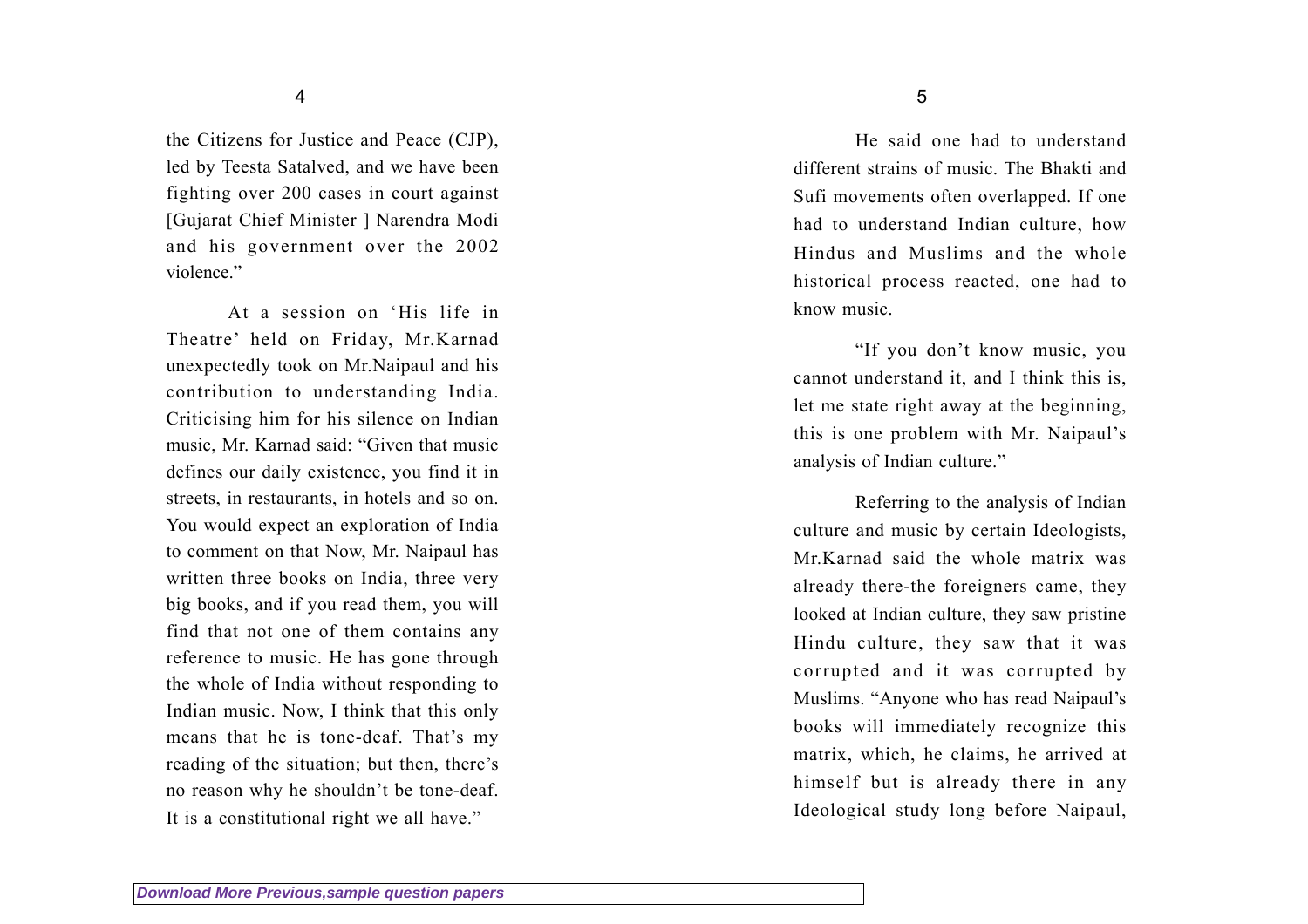the Citizens for Justice and Peace (CJP), led by Teesta Satalved, and we have been fighting over 200 cases in court against [Gujarat Chief Minister ] Narendra Modi and his government over the 2002 violence."

At a session on 'His life in Theatre' held on Friday, Mr.Karnad unexpectedly took on Mr.Naipaul and his contribution to understanding India. Criticising him for his silence on Indian music, Mr. Karnad said: "Given that music defines our daily existence, you find it in streets, in restaurants, in hotels and so on. You would expect an exploration of India to comment on that Now, Mr. Naipaul has written three books on India, three very big books, and if you read them, you will find that not one of them contains any reference to music. He has gone through the whole of India without responding to Indian music. Now, I think that this only means that he is tone-deaf. That's my reading of the situation; but then, there's no reason why he shouldn't be tone-deaf. It is a constitutional right we all have."

He said one had to understand different strains of music. The Bhakti and Sufi movements often overlapped. If one had to understand Indian culture, how Hindus and Muslims and the whole historical process reacted, one had to know music.

"If you don't know music, you cannot understand it, and I think this is, let me state right away at the beginning, this is one problem with Mr. Naipaul's analysis of Indian culture."

Referring to the analysis of Indian culture and music by certain Ideologists, Mr.Karnad said the whole matrix was already there-the foreigners came, they looked at Indian culture, they saw pristine Hindu culture, they saw that it was corrupted and it was corrupted by Muslims. "Anyone who has read Naipaul's books will immediately recognize this matrix, which, he claims, he arrived at himself but is already there in any Ideological study long before Naipaul,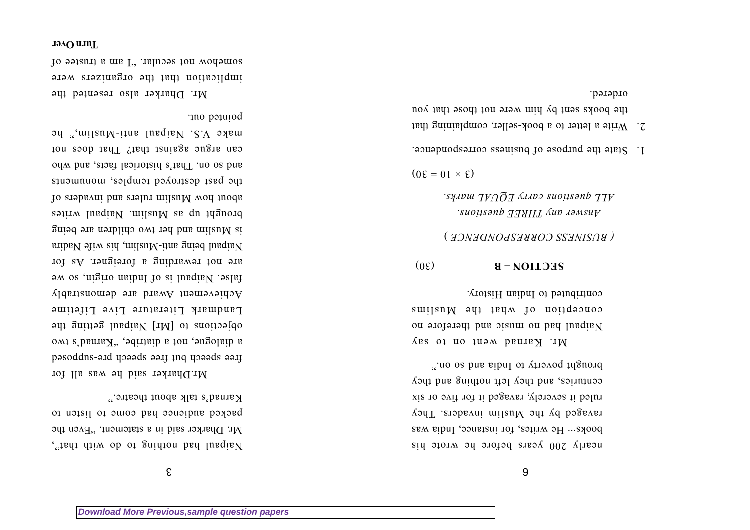nearly 200 years before he wrote his books… He writes, for instance, India was ravaged by the Muslim invaders. They ruled it severely, ravaged it for five or six centuries, and they left nothing and they brought poverty to India and so on."

Mr. Karnad went on to say Naipaul had no music and therefore no conception of what the Muslims contributed to Indian History.

## SECTION – B (30)

*( BUSINESS CORRESPONDENCE )*

*Answer any THREE questions.*

*ALL questions carry EQUAL marks.*

($3 \times 10 = 30$)

1. State the purpose of business correspondence.
2. Write a letter to a book-seller, complaining that the books sent by him were not those that you ordered.

Naipaul had nothing to do with that", Mr. Dharker said in a statement. "Even the packed audience had come to listen to Karnad's talk about theatre."

Mr.Dharker said he was all for free speech but free speech pre-supposed a dialogue, not a diatribe, "Karnad's two objections to [Mr] Naipaul getting the Landmark Literature Live Lifetime Achievement Award are demonstrably false. Naipaul is of Indian origin, so we are not rewarding a foreigner. As for Naipaul being anti-Muslim, his wife Nadira is Muslim and her two children are being brought up as Muslim. Naipaul writes about how Muslim rulers and invaders of the past destroyed temples, monuments and so on. That's historical facts, and who can argue against that? That does not make V.S. Naipaul anti-Muslim," he pointed out.

Mr. Dharker also resented the implication that the organizers were somehow not secular. "I am a trustee of

**Turn Over**